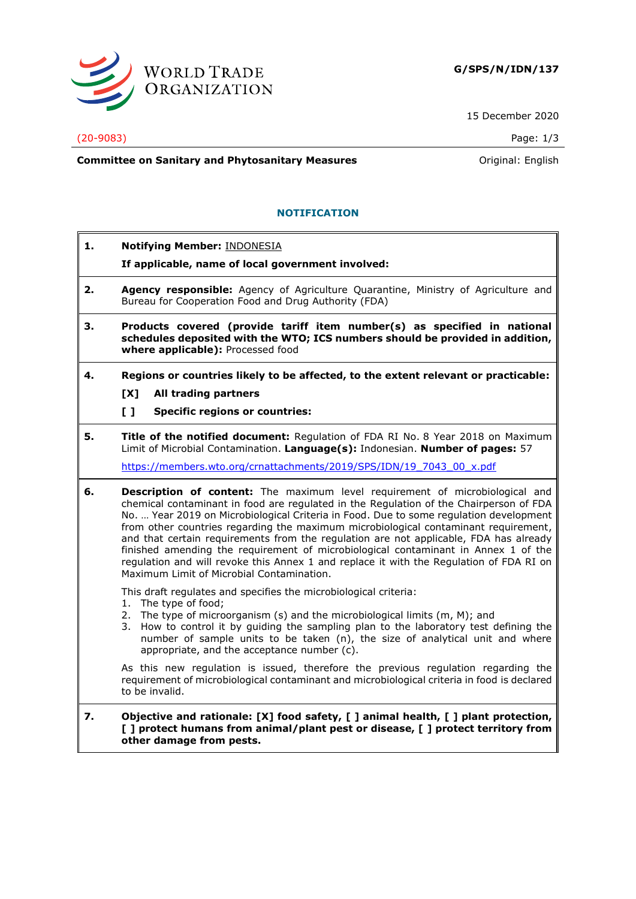**G/SPS/N/IDN/137**

15 December 2020

(20-9083)

**Committee on Sanitary and Phytosanitary Measures**

Original: English

## NOTIFICATION

**1. Notifying Member:** INDONESIA

**If applicable, name of local government involved:**

**2. Agency responsible:** Agency of Agriculture Quarantine, Ministry of Agriculture and Bureau for Cooperation Food and Drug Authority (FDA)

**3. Products covered (provide tariff item number(s) as specified in national schedules deposited with the WTO; ICS numbers should be provided in addition, where applicable):** Processed food

**4. Regions or countries likely to be affected, to the extent relevant or practicable:**

**[X] All trading partners**

**[ ] Specific regions or countries:**

**5. Title of the notified document:** Regulation of FDA RI No. 8 Year 2018 on Maximum Limit of Microbial Contamination. **Language(s):** Indonesian. **Number of pages:** 57

https://members.wto.org/crnattachments/2019/SPS/IDN/19_7043_00_x.pdf

**6. Description of content:** The maximum level requirement of microbiological and chemical contaminant in food are regulated in the Regulation of the Chairperson of FDA No. … Year 2019 on Microbiological Criteria in Food. Due to some regulation development from other countries regarding the maximum microbiological contaminant requirement, and that certain requirements from the regulation are not applicable, FDA has already finished amending the requirement of microbiological contaminant in Annex 1 of the regulation and will revoke this Annex 1 and replace it with the Regulation of FDA RI on Maximum Limit of Microbial Contamination.

This draft regulates and specifies the microbiological criteria:

1. The type of food;
2. The type of microorganism (s) and the microbiological limits (m, M); and
3. How to control it by guiding the sampling plan to the laboratory test defining the number of sample units to be taken (n), the size of analytical unit and where appropriate, and the acceptance number (c).

As this new regulation is issued, therefore the previous regulation regarding the requirement of microbiological contaminant and microbiological criteria in food is declared to be invalid.

**7. Objective and rationale: [X] food safety, [ ] animal health, [ ] plant protection, [ ] protect humans from animal/plant pest or disease, [ ] protect territory from other damage from pests.**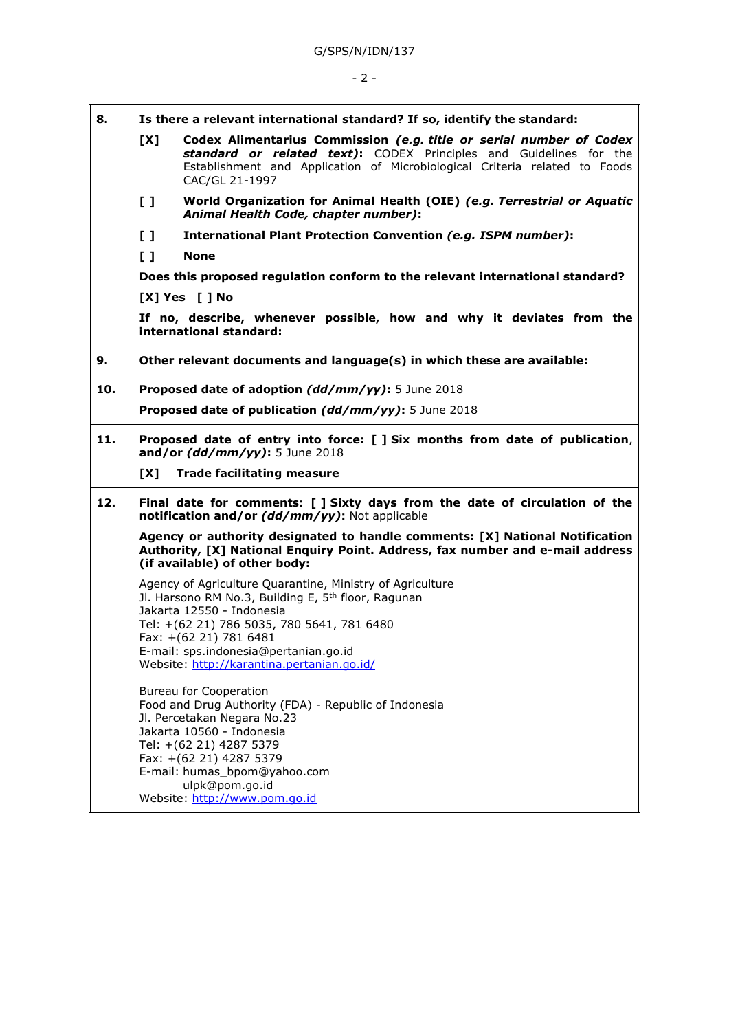**8. Is there a relevant international standard? If so, identify the standard:**

**[X] Codex Alimentarius Commission *(e.g. title or serial number of Codex standard or related text)*:** CODEX Principles and Guidelines for the Establishment and Application of Microbiological Criteria related to Foods CAC/GL 21-1997

**[ ] World Organization for Animal Health (OIE) *(e.g. Terrestrial or Aquatic Animal Health Code, chapter number)*:**

**[ ] International Plant Protection Convention *(e.g. ISPM number)*:**

**[ ] None**

**Does this proposed regulation conform to the relevant international standard?**

**[X] Yes [ ] No**

**If no, describe, whenever possible, how and why it deviates from the international standard:**

**9. Other relevant documents and language(s) in which these are available:**

**10. Proposed date of adoption *(dd/mm/yy)*:** 5 June 2018

**Proposed date of publication *(dd/mm/yy)*:** 5 June 2018

**11. Proposed date of entry into force: [ ] Six months from date of publication, and/or *(dd/mm/yy)*:** 5 June 2018

**[X] Trade facilitating measure**

**12. Final date for comments: [ ] Sixty days from the date of circulation of the notification and/or *(dd/mm/yy)*:** Not applicable

**Agency or authority designated to handle comments: [X] National Notification Authority, [X] National Enquiry Point. Address, fax number and e-mail address (if available) of other body:**

Agency of Agriculture Quarantine, Ministry of Agriculture
Jl. Harsono RM No.3, Building E, 5th floor, Ragunan
Jakarta 12550 - Indonesia
Tel: +(62 21) 786 5035, 780 5641, 781 6480
Fax: +(62 21) 781 6481
E-mail: sps.indonesia@pertanian.go.id
Website: http://karantina.pertanian.go.id/

Bureau for Cooperation
Food and Drug Authority (FDA) - Republic of Indonesia
Jl. Percetakan Negara No.23
Jakarta 10560 - Indonesia
Tel: +(62 21) 4287 5379
Fax: +(62 21) 4287 5379
E-mail: humas_bpom@yahoo.com
ulpk@pom.go.id
Website: http://www.pom.go.id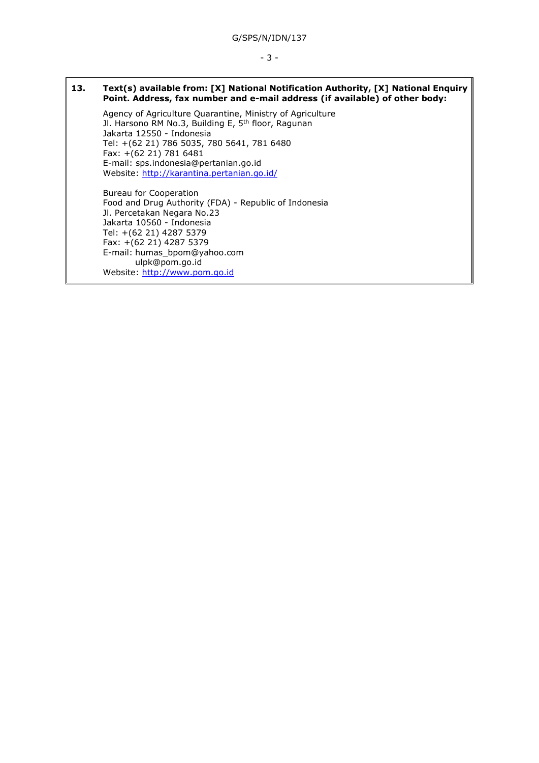**13. Text(s) available from: [X] National Notification Authority, [X] National Enquiry Point. Address, fax number and e-mail address (if available) of other body:**

Agency of Agriculture Quarantine, Ministry of Agriculture
Jl. Harsono RM No.3, Building E, 5th floor, Ragunan
Jakarta 12550 - Indonesia
Tel: +(62 21) 786 5035, 780 5641, 781 6480
Fax: +(62 21) 781 6481
E-mail: sps.indonesia@pertanian.go.id
Website: http://karantina.pertanian.go.id/

Bureau for Cooperation
Food and Drug Authority (FDA) - Republic of Indonesia
Jl. Percetakan Negara No.23
Jakarta 10560 - Indonesia
Tel: +(62 21) 4287 5379
Fax: +(62 21) 4287 5379
E-mail: humas_bpom@yahoo.com
ulpk@pom.go.id
Website: http://www.pom.go.id